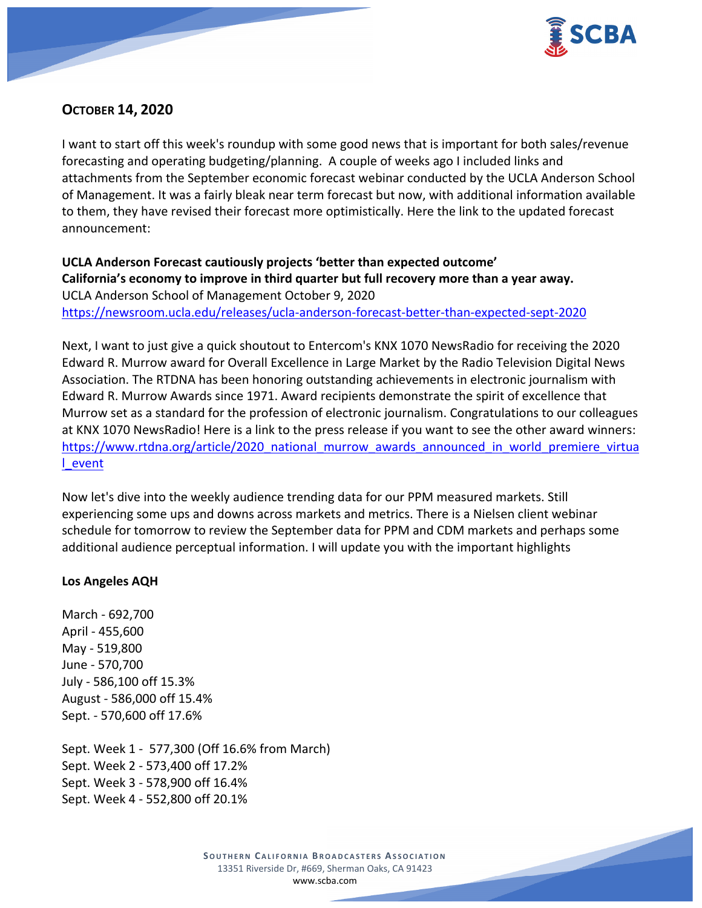## OCTOBER 14, 2020

I want to start off this week's roundup with some good news that is important for both sales/revenue forecasting and operating budgeting/planning. A couple of weeks ago I included links and attachments from the September economic forecast webinar conducted by the UCLA Anderson School of Management. It was a fairly bleak near term forecast but now, with additional information available to them, they have revised their forecast more optimistically. Here the link to the updated forecast announcement:

**UCLA Anderson Forecast cautiously projects 'better than expected outcome'**
**California's economy to improve in third quarter but full recovery more than a year away.**
UCLA Anderson School of Management October 9, 2020
https://newsroom.ucla.edu/releases/ucla-anderson-forecast-better-than-expected-sept-2020

Next, I want to just give a quick shoutout to Entercom's KNX 1070 NewsRadio for receiving the 2020 Edward R. Murrow award for Overall Excellence in Large Market by the Radio Television Digital News Association. The RTDNA has been honoring outstanding achievements in electronic journalism with Edward R. Murrow Awards since 1971. Award recipients demonstrate the spirit of excellence that Murrow set as a standard for the profession of electronic journalism. Congratulations to our colleagues at KNX 1070 NewsRadio! Here is a link to the press release if you want to see the other award winners: https://www.rtdna.org/article/2020_national_murrow_awards_announced_in_world_premiere_virtual_event

Now let's dive into the weekly audience trending data for our PPM measured markets. Still experiencing some ups and downs across markets and metrics. There is a Nielsen client webinar schedule for tomorrow to review the September data for PPM and CDM markets and perhaps some additional audience perceptual information. I will update you with the important highlights

**Los Angeles AQH**

March - 692,700
April - 455,600
May - 519,800
June - 570,700
July - 586,100 off 15.3%
August - 586,000 off 15.4%
Sept. - 570,600 off 17.6%

Sept. Week 1 - 577,300 (Off 16.6% from March)
Sept. Week 2 - 573,400 off 17.2%
Sept. Week 3 - 578,900 off 16.4%
Sept. Week 4 - 552,800 off 20.1%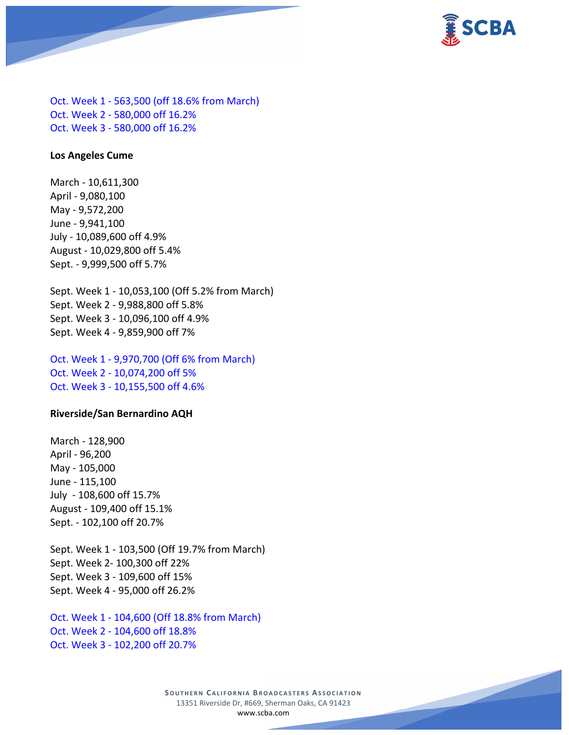Oct. Week 1 - 563,500 (off 18.6% from March)
Oct. Week 2 - 580,000 off 16.2%
Oct. Week 3 - 580,000 off 16.2%

**Los Angeles Cume**

March - 10,611,300
April - 9,080,100
May - 9,572,200
June - 9,941,100
July - 10,089,600 off 4.9%
August - 10,029,800 off 5.4%
Sept. - 9,999,500 off 5.7%

Sept. Week 1 - 10,053,100 (Off 5.2% from March)
Sept. Week 2 - 9,988,800 off 5.8%
Sept. Week 3 - 10,096,100 off 4.9%
Sept. Week 4 - 9,859,900 off 7%

Oct. Week 1 - 9,970,700 (Off 6% from March)
Oct. Week 2 - 10,074,200 off 5%
Oct. Week 3 - 10,155,500 off 4.6%

**Riverside/San Bernardino AQH**

March - 128,900
April - 96,200
May - 105,000
June - 115,100
July - 108,600 off 15.7%
August - 109,400 off 15.1%
Sept. - 102,100 off 20.7%

Sept. Week 1 - 103,500 (Off 19.7% from March)
Sept. Week 2- 100,300 off 22%
Sept. Week 3 - 109,600 off 15%
Sept. Week 4 - 95,000 off 26.2%

Oct. Week 1 - 104,600 (Off 18.8% from March)
Oct. Week 2 - 104,600 off 18.8%
Oct. Week 3 - 102,200 off 20.7%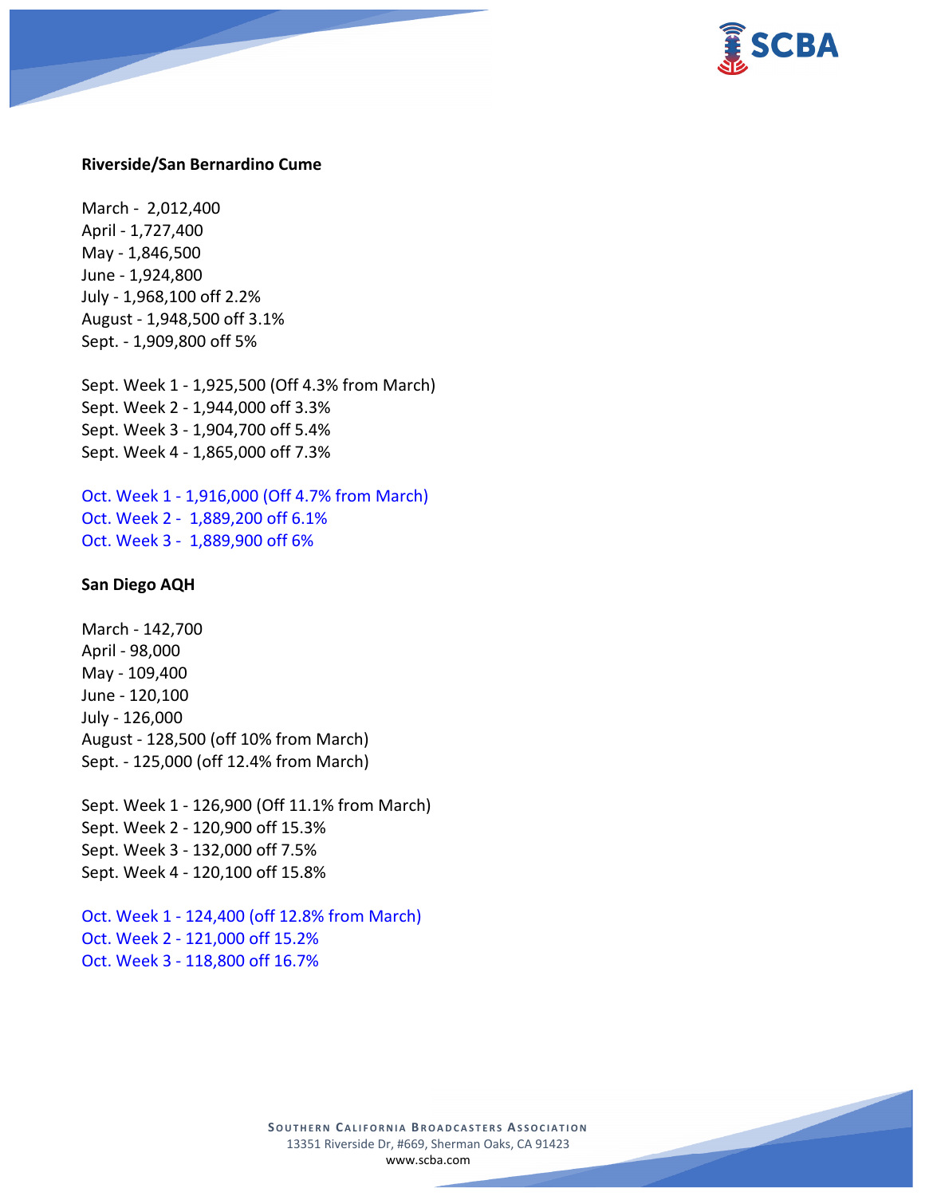**Riverside/San Bernardino Cume**

March - 2,012,400
April - 1,727,400
May - 1,846,500
June - 1,924,800
July - 1,968,100 off 2.2%
August - 1,948,500 off 3.1%
Sept. - 1,909,800 off 5%

Sept. Week 1 - 1,925,500 (Off 4.3% from March)
Sept. Week 2 - 1,944,000 off 3.3%
Sept. Week 3 - 1,904,700 off 5.4%
Sept. Week 4 - 1,865,000 off 7.3%

Oct. Week 1 - 1,916,000 (Off 4.7% from March)
Oct. Week 2 - 1,889,200 off 6.1%
Oct. Week 3 - 1,889,900 off 6%

**San Diego AQH**

March - 142,700
April - 98,000
May - 109,400
June - 120,100
July - 126,000
August - 128,500 (off 10% from March)
Sept. - 125,000 (off 12.4% from March)

Sept. Week 1 - 126,900 (Off 11.1% from March)
Sept. Week 2 - 120,900 off 15.3%
Sept. Week 3 - 132,000 off 7.5%
Sept. Week 4 - 120,100 off 15.8%

Oct. Week 1 - 124,400 (off 12.8% from March)
Oct. Week 2 - 121,000 off 15.2%
Oct. Week 3 - 118,800 off 16.7%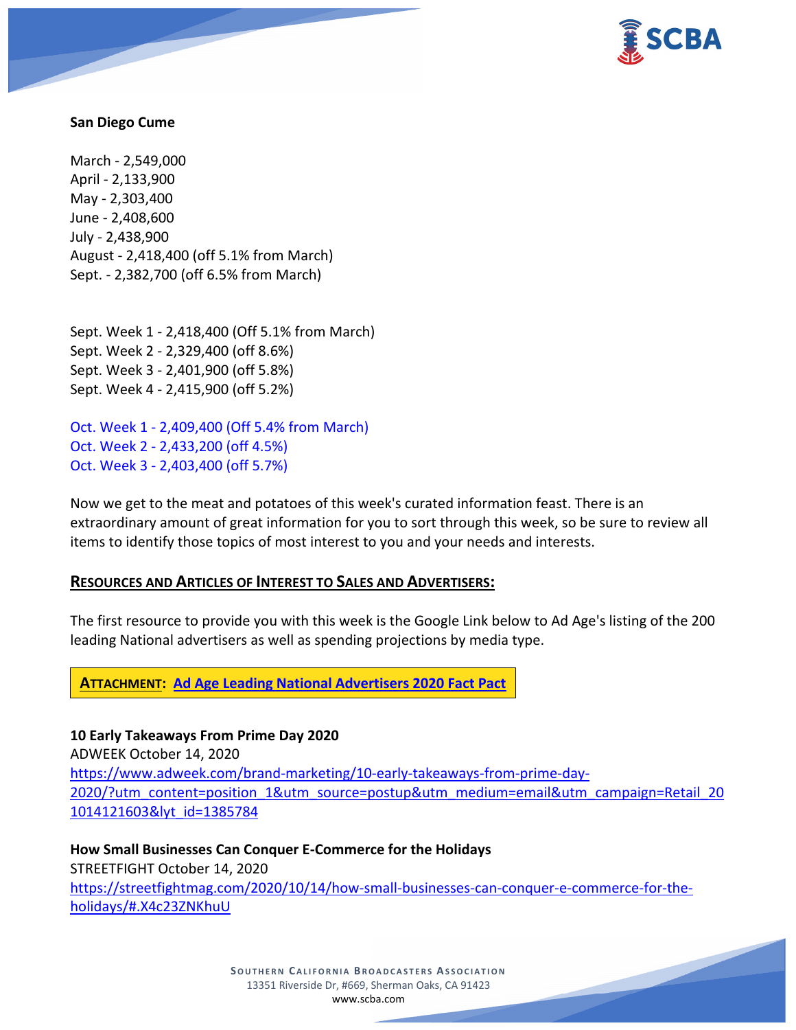**San Diego Cume**

March - 2,549,000
April - 2,133,900
May - 2,303,400
June - 2,408,600
July - 2,438,900
August - 2,418,400 (off 5.1% from March)
Sept. - 2,382,700 (off 6.5% from March)

Sept. Week 1 - 2,418,400 (Off 5.1% from March)
Sept. Week 2 - 2,329,400 (off 8.6%)
Sept. Week 3 - 2,401,900 (off 5.8%)
Sept. Week 4 - 2,415,900 (off 5.2%)

Oct. Week 1 - 2,409,400 (Off 5.4% from March)
Oct. Week 2 - 2,433,200 (off 4.5%)
Oct. Week 3 - 2,403,400 (off 5.7%)

Now we get to the meat and potatoes of this week's curated information feast. There is an extraordinary amount of great information for you to sort through this week, so be sure to review all items to identify those topics of most interest to you and your needs and interests.

## RESOURCES AND ARTICLES OF INTEREST TO SALES AND ADVERTISERS:

The first resource to provide you with this week is the Google Link below to Ad Age's listing of the 200 leading National advertisers as well as spending projections by media type.

**ATTACHMENT: Ad Age Leading National Advertisers 2020 Fact Pact**

**10 Early Takeaways From Prime Day 2020**
ADWEEK October 14, 2020
https://www.adweek.com/brand-marketing/10-early-takeaways-from-prime-day-2020/?utm_content=position_1&utm_source=postup&utm_medium=email&utm_campaign=Retail_201014121603&lyt_id=1385784

**How Small Businesses Can Conquer E-Commerce for the Holidays**
STREETFIGHT October 14, 2020
https://streetfightmag.com/2020/10/14/how-small-businesses-can-conquer-e-commerce-for-the-holidays/#.X4c23ZNKhuU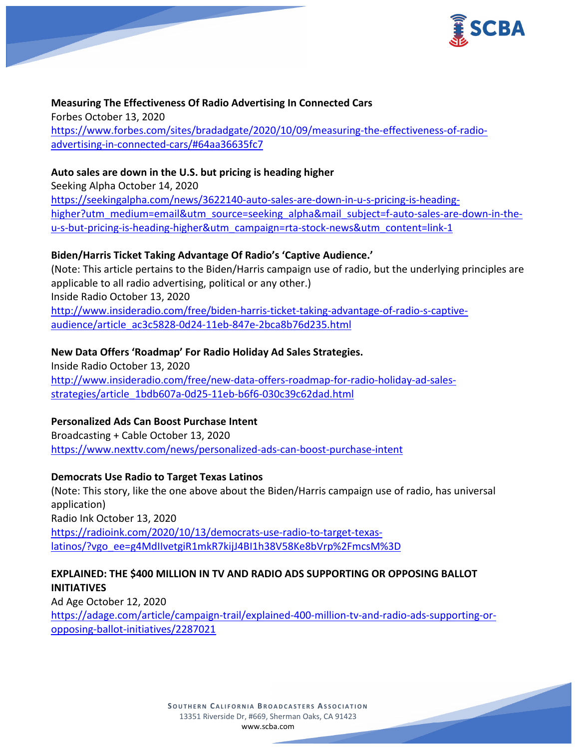**Measuring The Effectiveness Of Radio Advertising In Connected Cars**
Forbes October 13, 2020
https://www.forbes.com/sites/bradadgate/2020/10/09/measuring-the-effectiveness-of-radio-advertising-in-connected-cars/#64aa36635fc7

**Auto sales are down in the U.S. but pricing is heading higher**
Seeking Alpha October 14, 2020
https://seekingalpha.com/news/3622140-auto-sales-are-down-in-u-s-pricing-is-heading-higher?utm_medium=email&utm_source=seeking_alpha&mail_subject=f-auto-sales-are-down-in-the-u-s-but-pricing-is-heading-higher&utm_campaign=rta-stock-news&utm_content=link-1

**Biden/Harris Ticket Taking Advantage Of Radio's 'Captive Audience.'**
(Note: This article pertains to the Biden/Harris campaign use of radio, but the underlying principles are applicable to all radio advertising, political or any other.)
Inside Radio October 13, 2020
http://www.insideradio.com/free/biden-harris-ticket-taking-advantage-of-radio-s-captive-audience/article_ac3c5828-0d24-11eb-847e-2bca8b76d235.html

**New Data Offers 'Roadmap' For Radio Holiday Ad Sales Strategies.**
Inside Radio October 13, 2020
http://www.insideradio.com/free/new-data-offers-roadmap-for-radio-holiday-ad-sales-strategies/article_1bdb607a-0d25-11eb-b6f6-030c39c62dad.html

**Personalized Ads Can Boost Purchase Intent**
Broadcasting + Cable October 13, 2020
https://www.nexttv.com/news/personalized-ads-can-boost-purchase-intent

**Democrats Use Radio to Target Texas Latinos**
(Note: This story, like the one above about the Biden/Harris campaign use of radio, has universal application)
Radio Ink October 13, 2020
https://radioink.com/2020/10/13/democrats-use-radio-to-target-texas-latinos/?vgo_ee=g4MdIIvetgiR1mkR7kijJ4BI1h38V58Ke8bVrp%2FmcsM%3D

**EXPLAINED: THE $400 MILLION IN TV AND RADIO ADS SUPPORTING OR OPPOSING BALLOT INITIATIVES**
Ad Age October 12, 2020
https://adage.com/article/campaign-trail/explained-400-million-tv-and-radio-ads-supporting-or-opposing-ballot-initiatives/2287021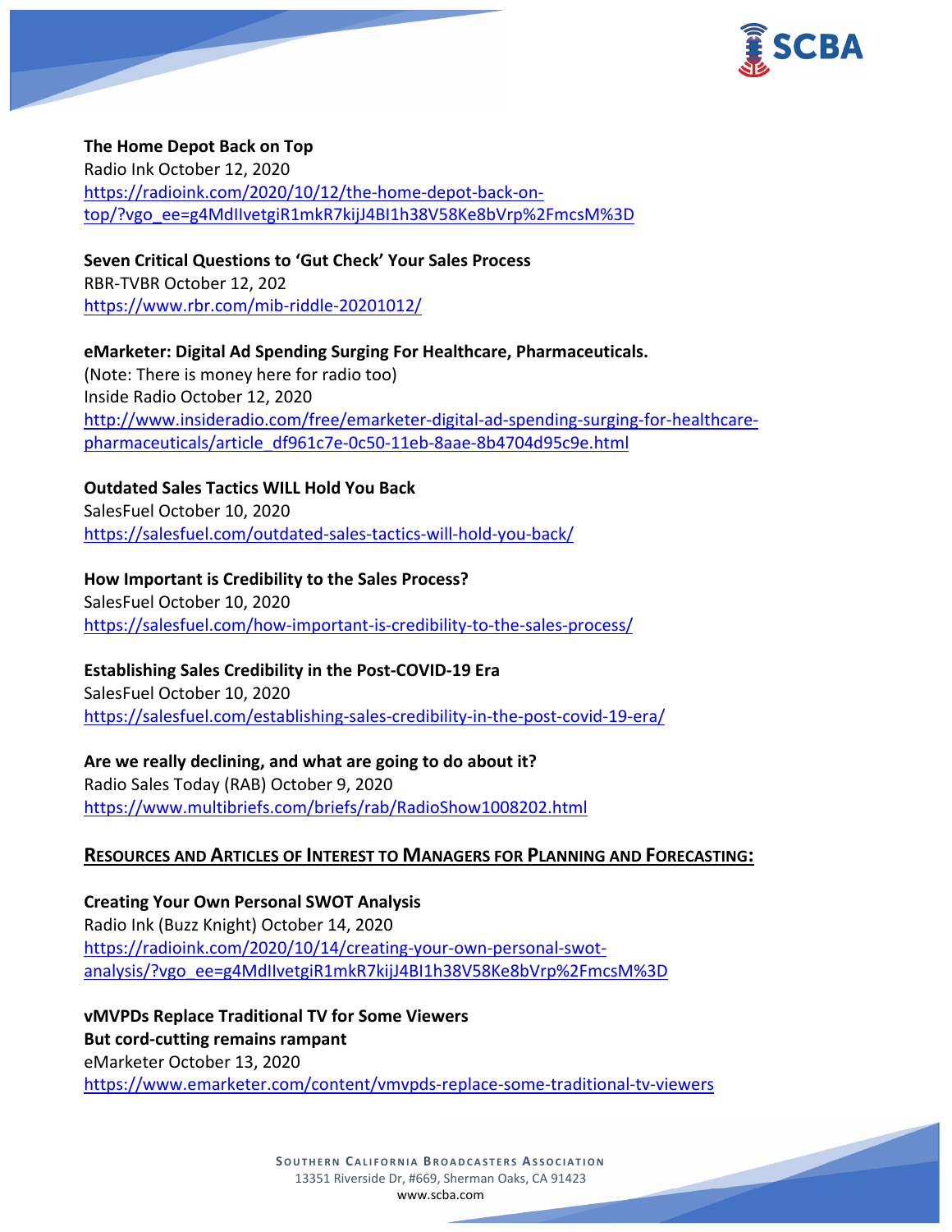**The Home Depot Back on Top**
Radio Ink October 12, 2020
https://radioink.com/2020/10/12/the-home-depot-back-on-top/?vgo_ee=g4MdIlvetgiR1mkR7kijJ4BI1h38V58Ke8bVrp%2FmcsM%3D

**Seven Critical Questions to 'Gut Check' Your Sales Process**
RBR-TVBR October 12, 202
https://www.rbr.com/mib-riddle-20201012/

**eMarketer: Digital Ad Spending Surging For Healthcare, Pharmaceuticals.**
(Note: There is money here for radio too)
Inside Radio October 12, 2020
http://www.insideradio.com/free/emarketer-digital-ad-spending-surging-for-healthcare-pharmaceuticals/article_df961c7e-0c50-11eb-8aae-8b4704d95c9e.html

**Outdated Sales Tactics WILL Hold You Back**
SalesFuel October 10, 2020
https://salesfuel.com/outdated-sales-tactics-will-hold-you-back/

**How Important is Credibility to the Sales Process?**
SalesFuel October 10, 2020
https://salesfuel.com/how-important-is-credibility-to-the-sales-process/

**Establishing Sales Credibility in the Post-COVID-19 Era**
SalesFuel October 10, 2020
https://salesfuel.com/establishing-sales-credibility-in-the-post-covid-19-era/

**Are we really declining, and what are going to do about it?**
Radio Sales Today (RAB) October 9, 2020
https://www.multibriefs.com/briefs/rab/RadioShow1008202.html

## RESOURCES AND ARTICLES OF INTEREST TO MANAGERS FOR PLANNING AND FORECASTING:

**Creating Your Own Personal SWOT Analysis**
Radio Ink (Buzz Knight) October 14, 2020
https://radioink.com/2020/10/14/creating-your-own-personal-swot-analysis/?vgo_ee=g4MdIlvetgiR1mkR7kijJ4BI1h38V58Ke8bVrp%2FmcsM%3D

**vMVPDs Replace Traditional TV for Some Viewers**
**But cord-cutting remains rampant**
eMarketer October 13, 2020
https://www.emarketer.com/content/vmvpds-replace-some-traditional-tv-viewers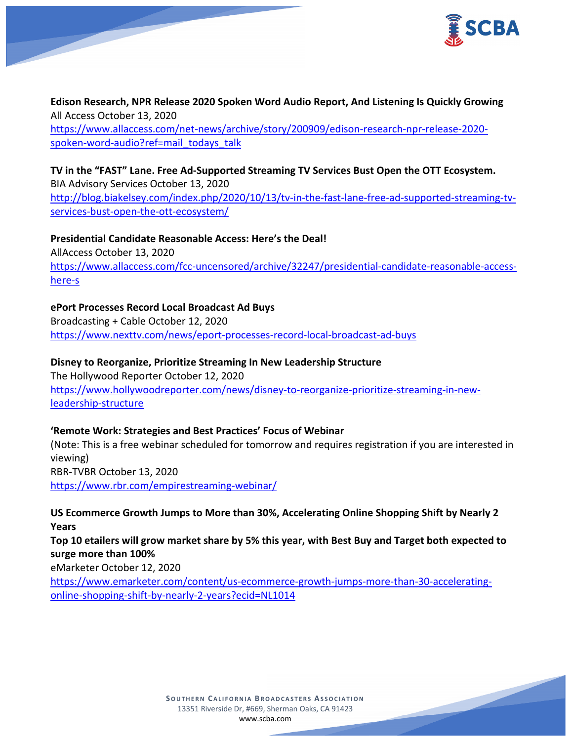**Edison Research, NPR Release 2020 Spoken Word Audio Report, And Listening Is Quickly Growing**
All Access October 13, 2020
https://www.allaccess.com/net-news/archive/story/200909/edison-research-npr-release-2020-spoken-word-audio?ref=mail_todays_talk

**TV in the "FAST" Lane. Free Ad-Supported Streaming TV Services Bust Open the OTT Ecosystem.**
BIA Advisory Services October 13, 2020
http://blog.biakelsey.com/index.php/2020/10/13/tv-in-the-fast-lane-free-ad-supported-streaming-tv-services-bust-open-the-ott-ecosystem/

**Presidential Candidate Reasonable Access: Here's the Deal!**
AllAccess October 13, 2020
https://www.allaccess.com/fcc-uncensored/archive/32247/presidential-candidate-reasonable-access-here-s

**ePort Processes Record Local Broadcast Ad Buys**
Broadcasting + Cable October 12, 2020
https://www.nexttv.com/news/eport-processes-record-local-broadcast-ad-buys

**Disney to Reorganize, Prioritize Streaming In New Leadership Structure**
The Hollywood Reporter October 12, 2020
https://www.hollywoodreporter.com/news/disney-to-reorganize-prioritize-streaming-in-new-leadership-structure

**'Remote Work: Strategies and Best Practices' Focus of Webinar**
(Note: This is a free webinar scheduled for tomorrow and requires registration if you are interested in viewing)
RBR-TVBR October 13, 2020
https://www.rbr.com/empirestreaming-webinar/

**US Ecommerce Growth Jumps to More than 30%, Accelerating Online Shopping Shift by Nearly 2 Years**
**Top 10 etailers will grow market share by 5% this year, with Best Buy and Target both expected to surge more than 100%**
eMarketer October 12, 2020
https://www.emarketer.com/content/us-ecommerce-growth-jumps-more-than-30-accelerating-online-shopping-shift-by-nearly-2-years?ecid=NL1014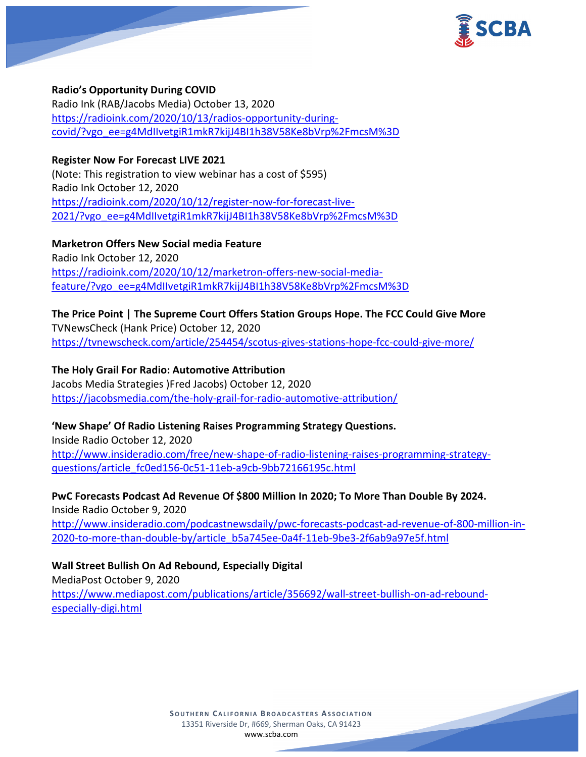**Radio's Opportunity During COVID**
Radio Ink (RAB/Jacobs Media) October 13, 2020
https://radioink.com/2020/10/13/radios-opportunity-during-covid/?vgo_ee=g4MdIIvetgiR1mkR7kijJ4BI1h38V58Ke8bVrp%2FmcsM%3D

**Register Now For Forecast LIVE 2021**
(Note: This registration to view webinar has a cost of $595)
Radio Ink October 12, 2020
https://radioink.com/2020/10/12/register-now-for-forecast-live-2021/?vgo_ee=g4MdIIvetgiR1mkR7kijJ4BI1h38V58Ke8bVrp%2FmcsM%3D

**Marketron Offers New Social media Feature**
Radio Ink October 12, 2020
https://radioink.com/2020/10/12/marketron-offers-new-social-media-feature/?vgo_ee=g4MdIIvetgiR1mkR7kijJ4BI1h38V58Ke8bVrp%2FmcsM%3D

**The Price Point | The Supreme Court Offers Station Groups Hope. The FCC Could Give More**
TVNewsCheck (Hank Price) October 12, 2020
https://tvnewscheck.com/article/254454/scotus-gives-stations-hope-fcc-could-give-more/

**The Holy Grail For Radio: Automotive Attribution**
Jacobs Media Strategies )Fred Jacobs) October 12, 2020
https://jacobsmedia.com/the-holy-grail-for-radio-automotive-attribution/

**'New Shape' Of Radio Listening Raises Programming Strategy Questions.**
Inside Radio October 12, 2020
http://www.insideradio.com/free/new-shape-of-radio-listening-raises-programming-strategy-questions/article_fc0ed156-0c51-11eb-a9cb-9bb72166195c.html

**PwC Forecasts Podcast Ad Revenue Of $800 Million In 2020; To More Than Double By 2024.**
Inside Radio October 9, 2020
http://www.insideradio.com/podcastnewsdaily/pwc-forecasts-podcast-ad-revenue-of-800-million-in-2020-to-more-than-double-by/article_b5a745ee-0a4f-11eb-9be3-2f6ab9a97e5f.html

**Wall Street Bullish On Ad Rebound, Especially Digital**
MediaPost October 9, 2020
https://www.mediapost.com/publications/article/356692/wall-street-bullish-on-ad-rebound-especially-digi.html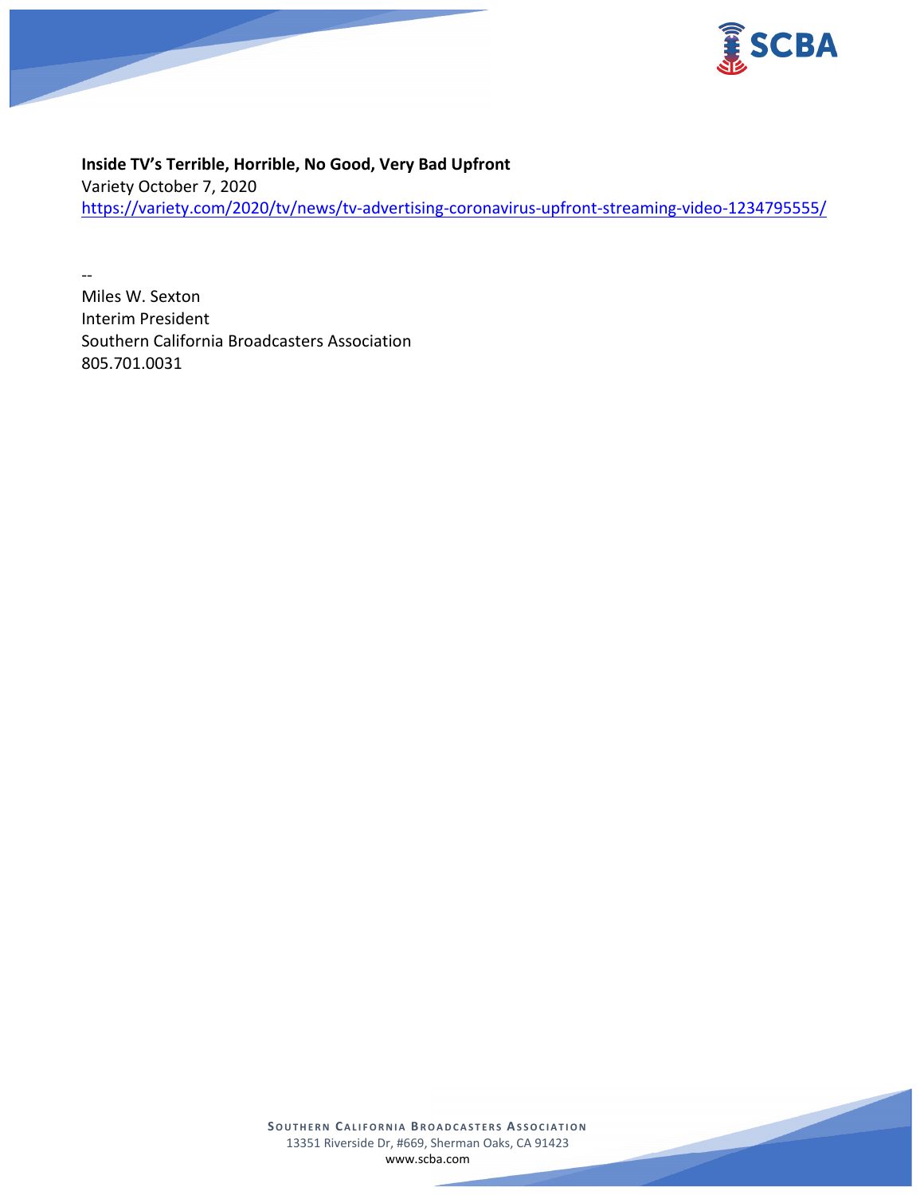**Inside TV's Terrible, Horrible, No Good, Very Bad Upfront**
Variety October 7, 2020
https://variety.com/2020/tv/news/tv-advertising-coronavirus-upfront-streaming-video-1234795555/

--
Miles W. Sexton
Interim President
Southern California Broadcasters Association
805.701.0031